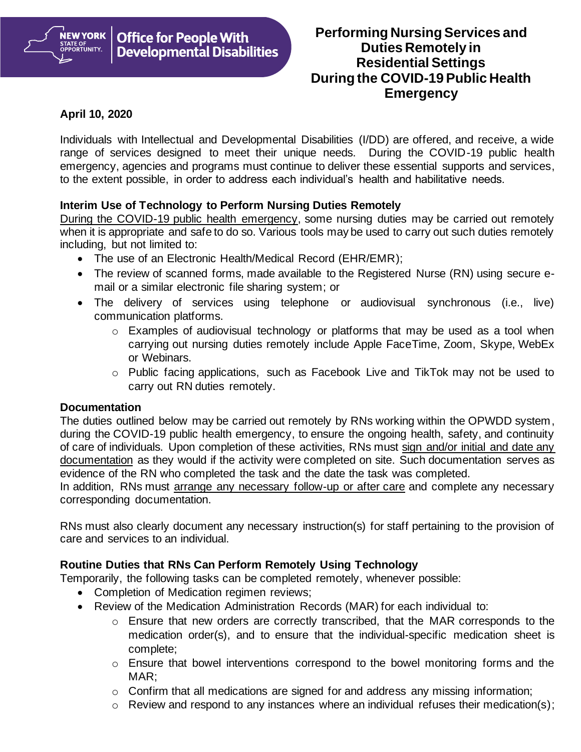NEW YORK STATE OF OPPORTUNITY. | Office for People With Developmental Disabilities

# Performing Nursing Services and Duties Remotely in Residential Settings During the COVID-19 Public Health Emergency

**April 10, 2020**

Individuals with Intellectual and Developmental Disabilities (I/DD) are offered, and receive, a wide range of services designed to meet their unique needs. During the COVID-19 public health emergency, agencies and programs must continue to deliver these essential supports and services, to the extent possible, in order to address each individual's health and habilitative needs.

## Interim Use of Technology to Perform Nursing Duties Remotely

During the COVID-19 public health emergency, some nursing duties may be carried out remotely when it is appropriate and safe to do so. Various tools may be used to carry out such duties remotely including, but not limited to:

- The use of an Electronic Health/Medical Record (EHR/EMR);
- The review of scanned forms, made available to the Registered Nurse (RN) using secure e-mail or a similar electronic file sharing system; or
- The delivery of services using telephone or audiovisual synchronous (i.e., live) communication platforms.
  - Examples of audiovisual technology or platforms that may be used as a tool when carrying out nursing duties remotely include Apple FaceTime, Zoom, Skype, WebEx or Webinars.
  - Public facing applications, such as Facebook Live and TikTok may not be used to carry out RN duties remotely.

## Documentation

The duties outlined below may be carried out remotely by RNs working within the OPWDD system, during the COVID-19 public health emergency, to ensure the ongoing health, safety, and continuity of care of individuals. Upon completion of these activities, RNs must sign and/or initial and date any documentation as they would if the activity were completed on site. Such documentation serves as evidence of the RN who completed the task and the date the task was completed.
In addition, RNs must arrange any necessary follow-up or after care and complete any necessary corresponding documentation.

RNs must also clearly document any necessary instruction(s) for staff pertaining to the provision of care and services to an individual.

## Routine Duties that RNs Can Perform Remotely Using Technology

Temporarily, the following tasks can be completed remotely, whenever possible:

- Completion of Medication regimen reviews;
- Review of the Medication Administration Records (MAR) for each individual to:
  - Ensure that new orders are correctly transcribed, that the MAR corresponds to the medication order(s), and to ensure that the individual-specific medication sheet is complete;
  - Ensure that bowel interventions correspond to the bowel monitoring forms and the MAR;
  - Confirm that all medications are signed for and address any missing information;
  - Review and respond to any instances where an individual refuses their medication(s);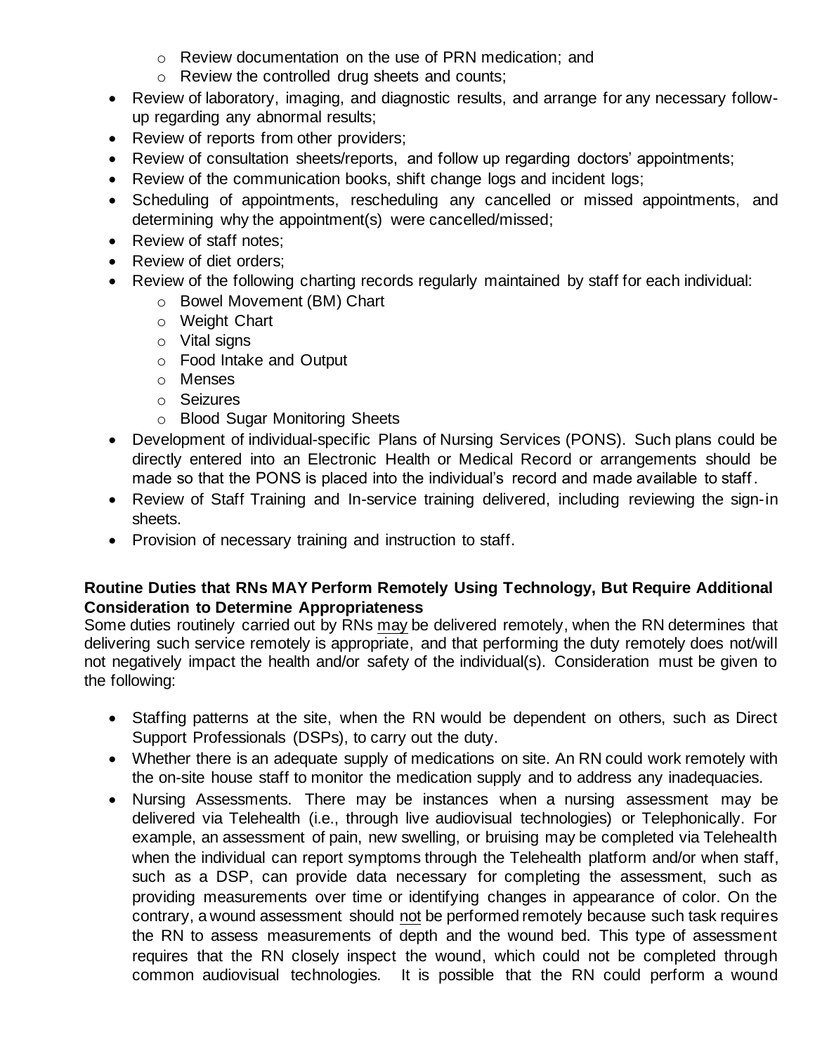- Review documentation on the use of PRN medication; and
   - Review the controlled drug sheets and counts;
- Review of laboratory, imaging, and diagnostic results, and arrange for any necessary follow-up regarding any abnormal results;
- Review of reports from other providers;
- Review of consultation sheets/reports, and follow up regarding doctors' appointments;
- Review of the communication books, shift change logs and incident logs;
- Scheduling of appointments, rescheduling any cancelled or missed appointments, and determining why the appointment(s) were cancelled/missed;
- Review of staff notes;
- Review of diet orders;
- Review of the following charting records regularly maintained by staff for each individual:
   - Bowel Movement (BM) Chart
   - Weight Chart
   - Vital signs
   - Food Intake and Output
   - Menses
   - Seizures
   - Blood Sugar Monitoring Sheets
- Development of individual-specific Plans of Nursing Services (PONS). Such plans could be directly entered into an Electronic Health or Medical Record or arrangements should be made so that the PONS is placed into the individual's record and made available to staff.
- Review of Staff Training and In-service training delivered, including reviewing the sign-in sheets.
- Provision of necessary training and instruction to staff.

**Routine Duties that RNs MAY Perform Remotely Using Technology, But Require Additional Consideration to Determine Appropriateness**

Some duties routinely carried out by RNs may be delivered remotely, when the RN determines that delivering such service remotely is appropriate, and that performing the duty remotely does not/will not negatively impact the health and/or safety of the individual(s). Consideration must be given to the following:

- Staffing patterns at the site, when the RN would be dependent on others, such as Direct Support Professionals (DSPs), to carry out the duty.
- Whether there is an adequate supply of medications on site. An RN could work remotely with the on-site house staff to monitor the medication supply and to address any inadequacies.
- Nursing Assessments. There may be instances when a nursing assessment may be delivered via Telehealth (i.e., through live audiovisual technologies) or Telephonically. For example, an assessment of pain, new swelling, or bruising may be completed via Telehealth when the individual can report symptoms through the Telehealth platform and/or when staff, such as a DSP, can provide data necessary for completing the assessment, such as providing measurements over time or identifying changes in appearance of color. On the contrary, a wound assessment should not be performed remotely because such task requires the RN to assess measurements of depth and the wound bed. This type of assessment requires that the RN closely inspect the wound, which could not be completed through common audiovisual technologies. It is possible that the RN could perform a wound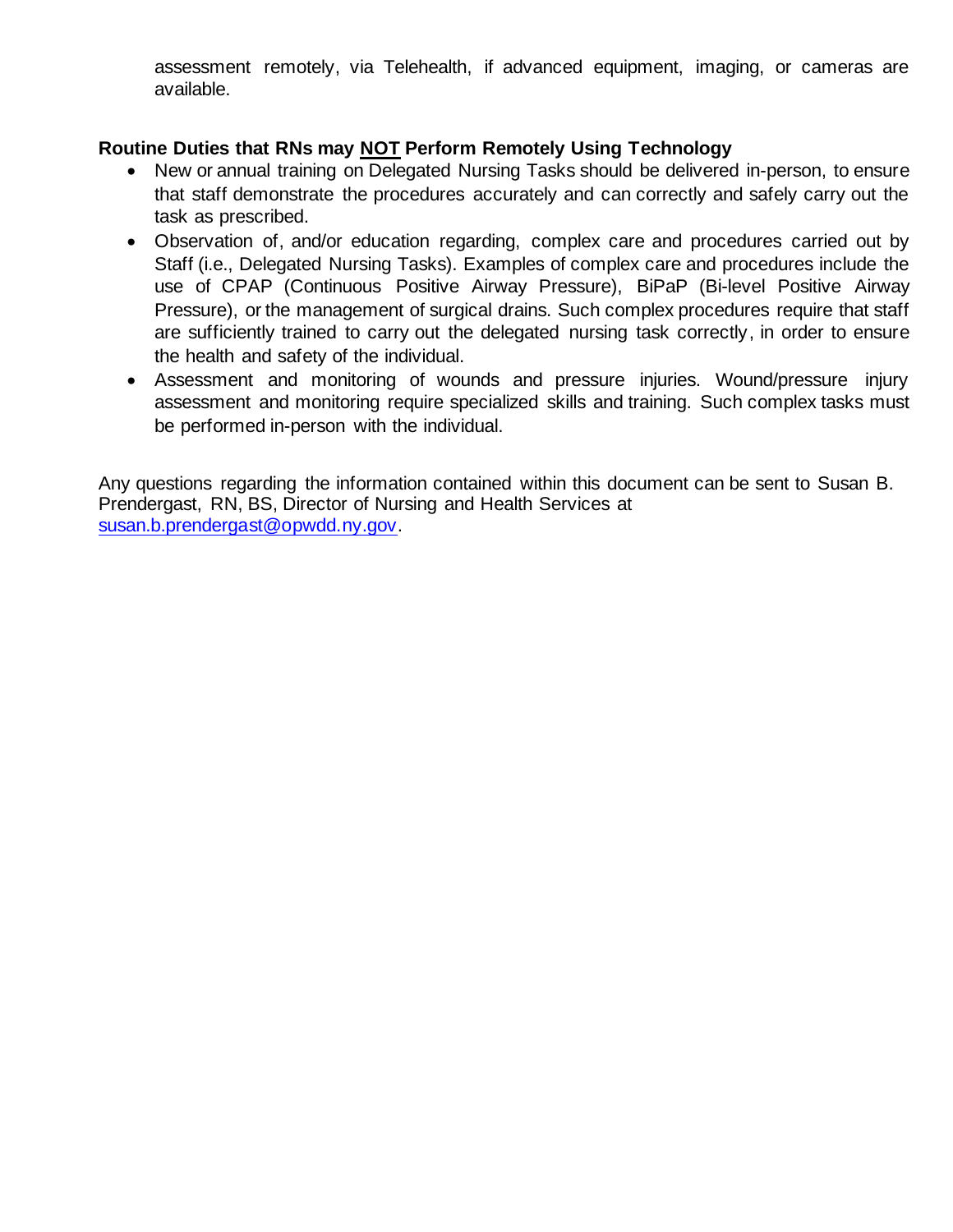assessment remotely, via Telehealth, if advanced equipment, imaging, or cameras are available.

**Routine Duties that RNs may NOT Perform Remotely Using Technology**

- New or annual training on Delegated Nursing Tasks should be delivered in-person, to ensure that staff demonstrate the procedures accurately and can correctly and safely carry out the task as prescribed.
- Observation of, and/or education regarding, complex care and procedures carried out by Staff (i.e., Delegated Nursing Tasks). Examples of complex care and procedures include the use of CPAP (Continuous Positive Airway Pressure), BiPaP (Bi-level Positive Airway Pressure), or the management of surgical drains. Such complex procedures require that staff are sufficiently trained to carry out the delegated nursing task correctly, in order to ensure the health and safety of the individual.
- Assessment and monitoring of wounds and pressure injuries. Wound/pressure injury assessment and monitoring require specialized skills and training. Such complex tasks must be performed in-person with the individual.

Any questions regarding the information contained within this document can be sent to Susan B. Prendergast, RN, BS, Director of Nursing and Health Services at susan.b.prendergast@opwdd.ny.gov.